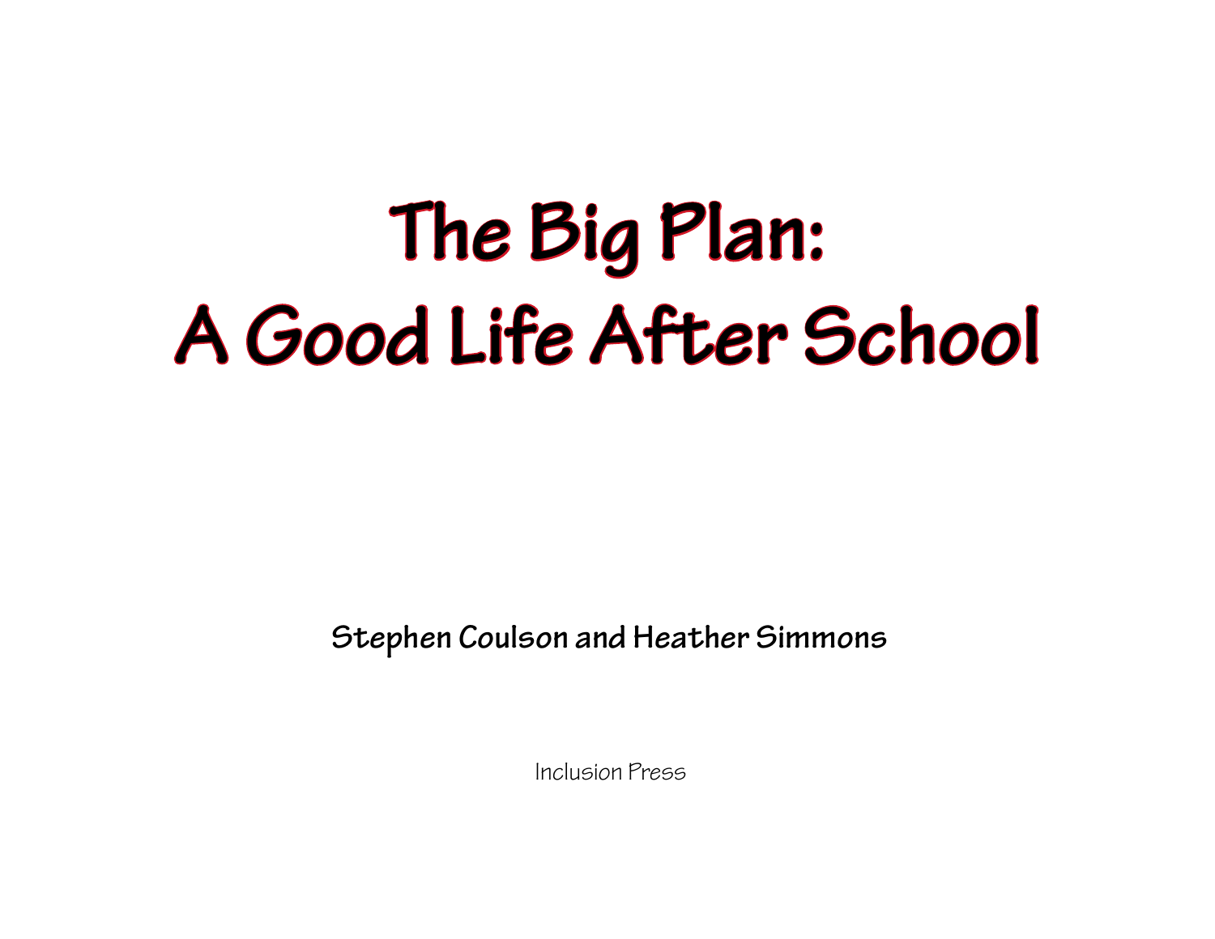# The Big Plan: A Good Life After School

**Stephen Coulson and Heather Simmons**

Inclusion Press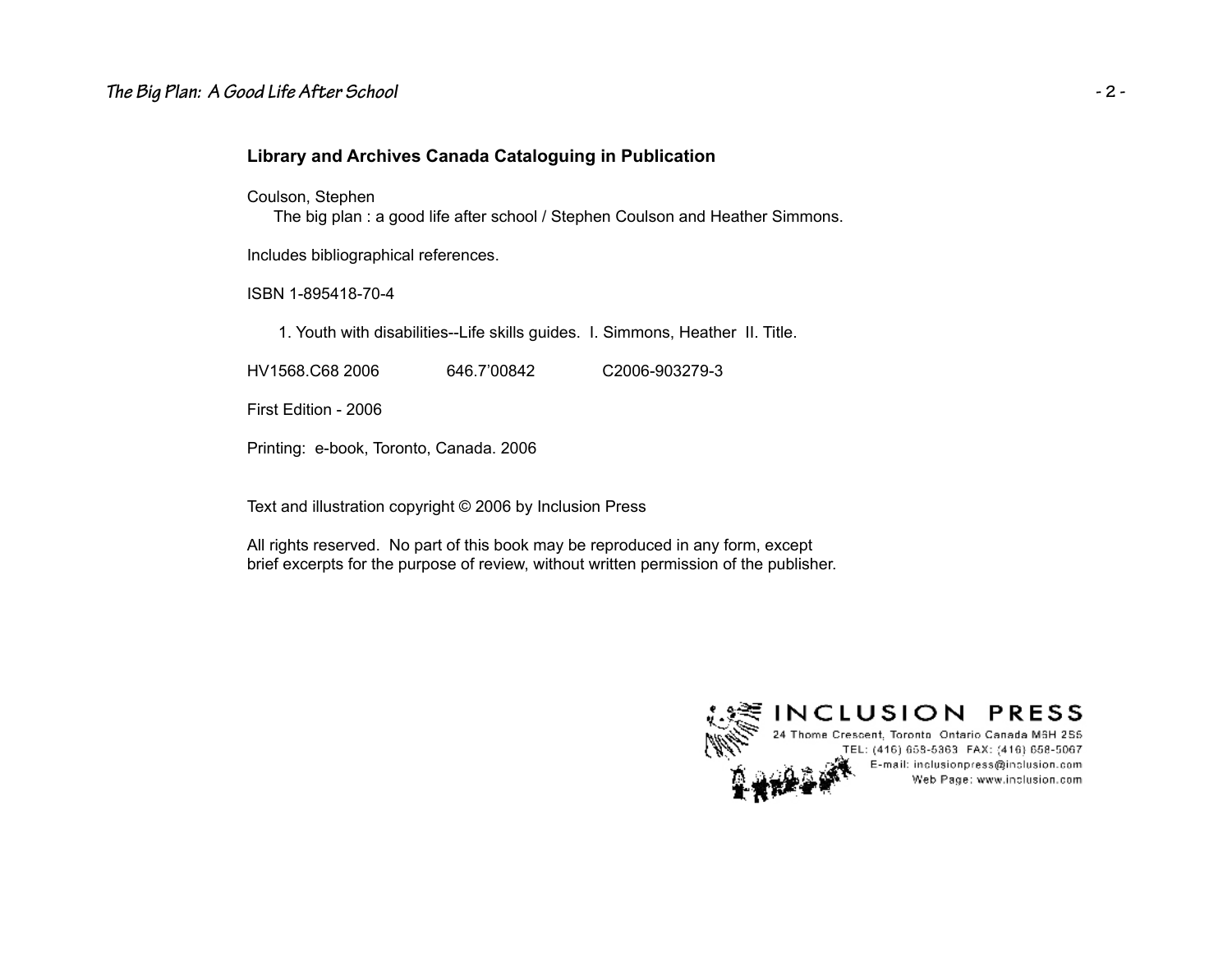**Library and Archives Canada Cataloguing in Publication**

Coulson, Stephen
The big plan : a good life after school / Stephen Coulson and Heather Simmons.

Includes bibliographical references.

ISBN 1-895418-70-4

1. Youth with disabilities--Life skills guides. I. Simmons, Heather II. Title.

HV1568.C68 2006 646.7'00842 C2006-903279-3

First Edition - 2006

Printing: e-book, Toronto, Canada. 2006

Text and illustration copyright © 2006 by Inclusion Press

All rights reserved. No part of this book may be reproduced in any form, except brief excerpts for the purpose of review, without written permission of the publisher.

INCLUSION PRESS
24 Thome Crescent, Toronto Ontario Canada M6H 2S5
TEL: (416) 658-5363 FAX: (416) 658-5067
E-mail: inclusionpress@inclusion.com
Web Page: www.inclusion.com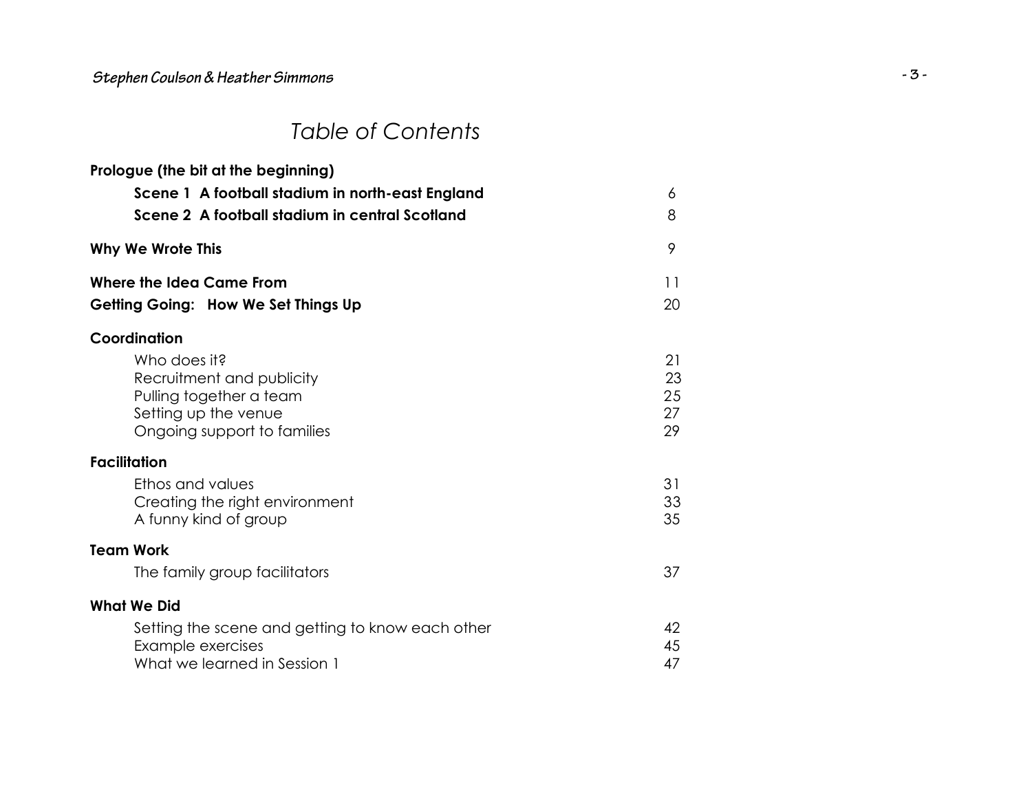# Table of Contents

| | |
|---|---|
| **Prologue (the bit at the beginning)** | |
| **Scene 1 A football stadium in north-east England** | 6 |
| **Scene 2 A football stadium in central Scotland** | 8 |
| **Why We Wrote This** | 9 |
| **Where the Idea Came From** | 11 |
| **Getting Going: How We Set Things Up** | 20 |
| **Coordination** | |
| Who does it? | 21 |
| Recruitment and publicity | 23 |
| Pulling together a team | 25 |
| Setting up the venue | 27 |
| Ongoing support to families | 29 |
| **Facilitation** | |
| Ethos and values | 31 |
| Creating the right environment | 33 |
| A funny kind of group | 35 |
| **Team Work** | |
| The family group facilitators | 37 |
| **What We Did** | |
| Setting the scene and getting to know each other | 42 |
| Example exercises | 45 |
| What we learned in Session 1 | 47 |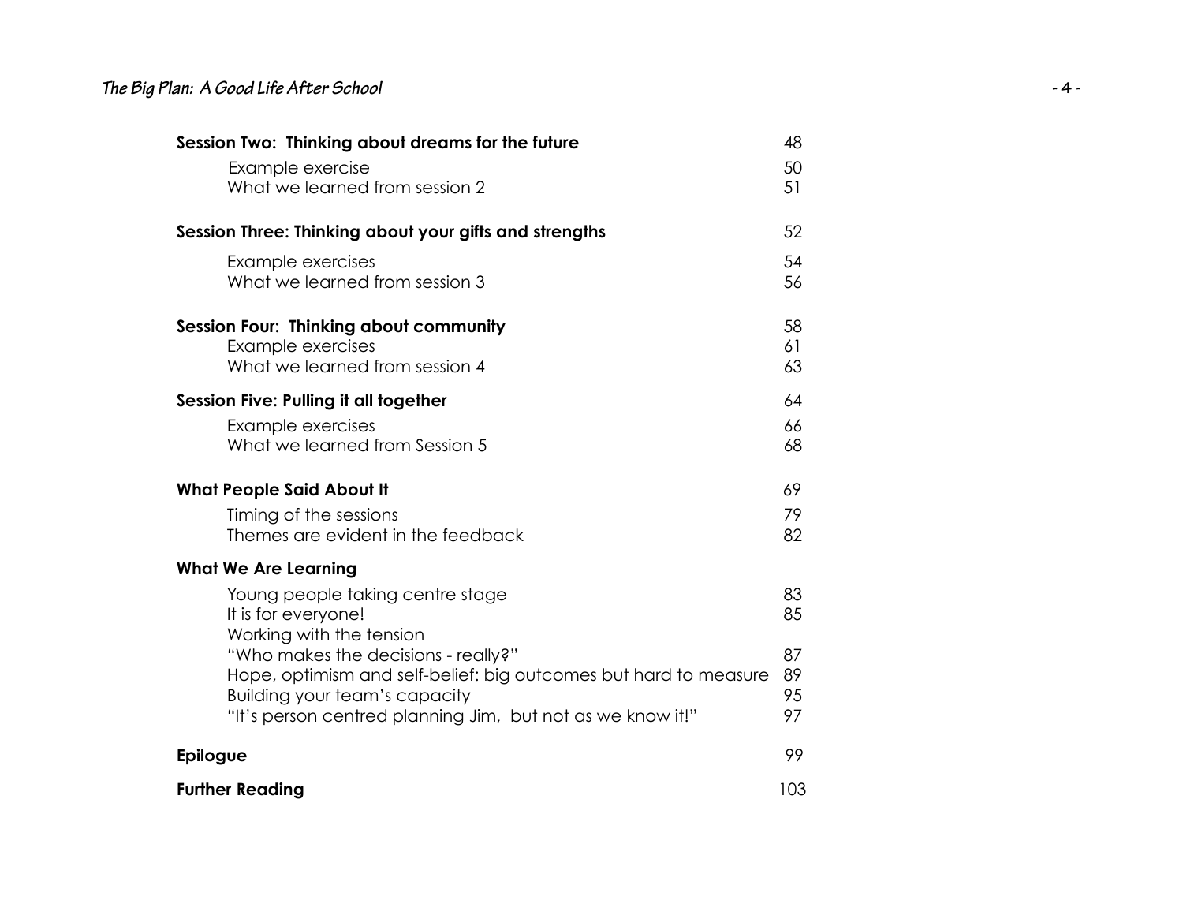| | |
|---|---|
| **Session Two: Thinking about dreams for the future** | 48 |
| Example exercise | 50 |
| What we learned from session 2 | 51 |
| **Session Three: Thinking about your gifts and strengths** | 52 |
| Example exercises | 54 |
| What we learned from session 3 | 56 |
| **Session Four: Thinking about community** | 58 |
| Example exercises | 61 |
| What we learned from session 4 | 63 |
| **Session Five: Pulling it all together** | 64 |
| Example exercises | 66 |
| What we learned from Session 5 | 68 |
| **What People Said About It** | 69 |
| Timing of the sessions | 79 |
| Themes are evident in the feedback | 82 |
| **What We Are Learning** | |
| Young people taking centre stage | 83 |
| It is for everyone! | 85 |
| Working with the tension | |
| "Who makes the decisions - really?" | 87 |
| Hope, optimism and self-belief: big outcomes but hard to measure | 89 |
| Building your team's capacity | 95 |
| "It's person centred planning Jim, but not as we know it!" | 97 |
| **Epilogue** | 99 |
| **Further Reading** | 103 |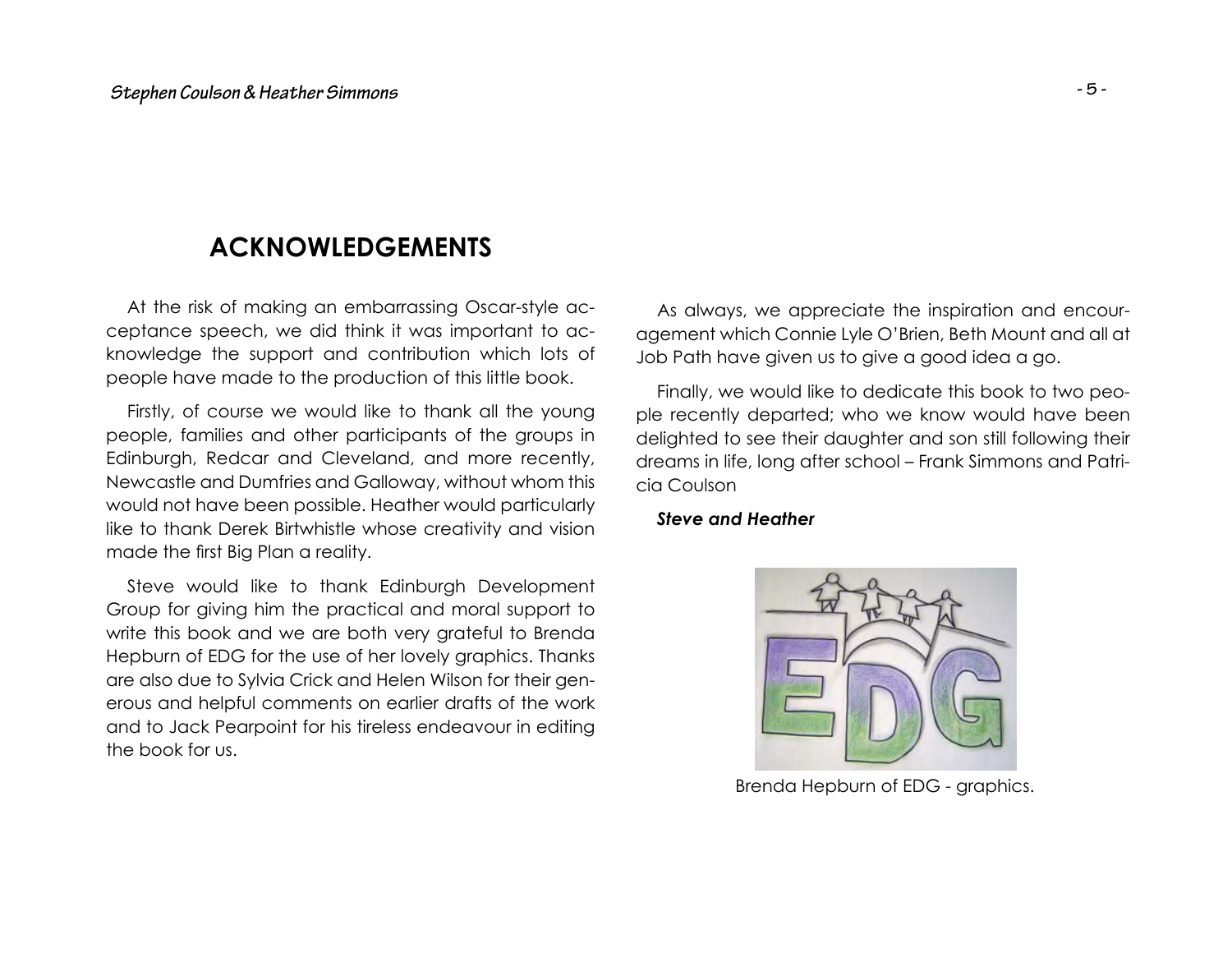## ACKNOWLEDGEMENTS

At the risk of making an embarrassing Oscar-style acceptance speech, we did think it was important to acknowledge the support and contribution which lots of people have made to the production of this little book.

Firstly, of course we would like to thank all the young people, families and other participants of the groups in Edinburgh, Redcar and Cleveland, and more recently, Newcastle and Dumfries and Galloway, without whom this would not have been possible. Heather would particularly like to thank Derek Birtwhistle whose creativity and vision made the first Big Plan a reality.

Steve would like to thank Edinburgh Development Group for giving him the practical and moral support to write this book and we are both very grateful to Brenda Hepburn of EDG for the use of her lovely graphics. Thanks are also due to Sylvia Crick and Helen Wilson for their generous and helpful comments on earlier drafts of the work and to Jack Pearpoint for his tireless endeavour in editing the book for us.

As always, we appreciate the inspiration and encouragement which Connie Lyle O'Brien, Beth Mount and all at Job Path have given us to give a good idea a go.

Finally, we would like to dedicate this book to two people recently departed; who we know would have been delighted to see their daughter and son still following their dreams in life, long after school – Frank Simmons and Patricia Coulson

***Steve and Heather***

Brenda Hepburn of EDG - graphics.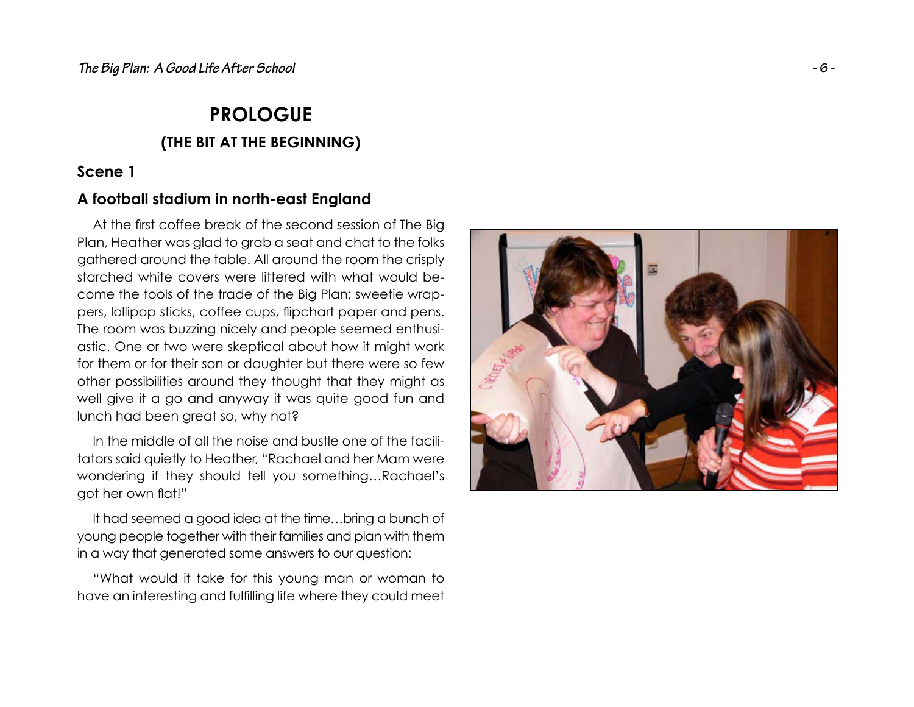# PROLOGUE

## (THE BIT AT THE BEGINNING)

### Scene 1

### A football stadium in north-east England

At the first coffee break of the second session of The Big Plan, Heather was glad to grab a seat and chat to the folks gathered around the table. All around the room the crisply starched white covers were littered with what would become the tools of the trade of the Big Plan; sweetie wrappers, lollipop sticks, coffee cups, flipchart paper and pens. The room was buzzing nicely and people seemed enthusiastic. One or two were skeptical about how it might work for them or for their son or daughter but there were so few other possibilities around they thought that they might as well give it a go and anyway it was quite good fun and lunch had been great so, why not?

In the middle of all the noise and bustle one of the facilitators said quietly to Heather, "Rachael and her Mam were wondering if they should tell you something…Rachael's got her own flat!"

It had seemed a good idea at the time…bring a bunch of young people together with their families and plan with them in a way that generated some answers to our question:

"What would it take for this young man or woman to have an interesting and fulfilling life where they could meet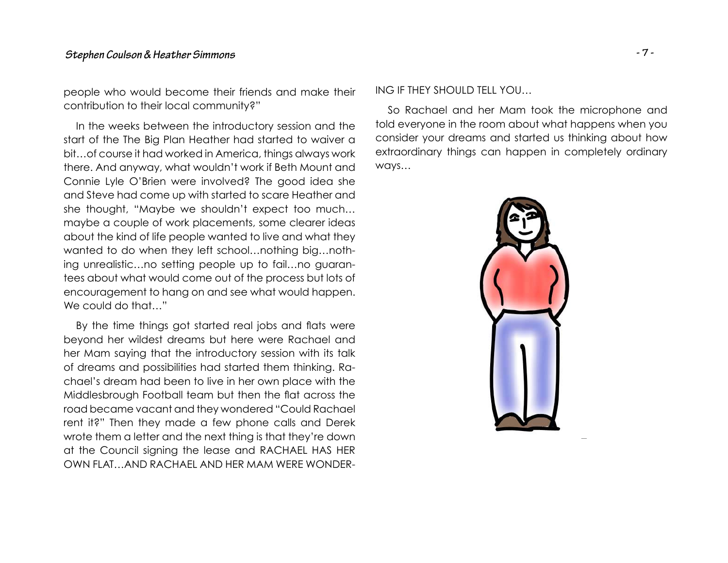people who would become their friends and make their contribution to their local community?"

In the weeks between the introductory session and the start of the The Big Plan Heather had started to waiver a bit…of course it had worked in America, things always work there. And anyway, what wouldn't work if Beth Mount and Connie Lyle O'Brien were involved? The good idea she and Steve had come up with started to scare Heather and she thought, "Maybe we shouldn't expect too much… maybe a couple of work placements, some clearer ideas about the kind of life people wanted to live and what they wanted to do when they left school…nothing big…nothing unrealistic…no setting people up to fail…no guarantees about what would come out of the process but lots of encouragement to hang on and see what would happen. We could do that…"

By the time things got started real jobs and flats were beyond her wildest dreams but here were Rachael and her Mam saying that the introductory session with its talk of dreams and possibilities had started them thinking. Rachael's dream had been to live in her own place with the Middlesbrough Football team but then the flat across the road became vacant and they wondered "Could Rachael rent it?" Then they made a few phone calls and Derek wrote them a letter and the next thing is that they're down at the Council signing the lease and RACHAEL HAS HER OWN FLAT…AND RACHAEL AND HER MAM WERE WONDERING IF THEY SHOULD TELL YOU…

So Rachael and her Mam took the microphone and told everyone in the room about what happens when you consider your dreams and started us thinking about how extraordinary things can happen in completely ordinary ways…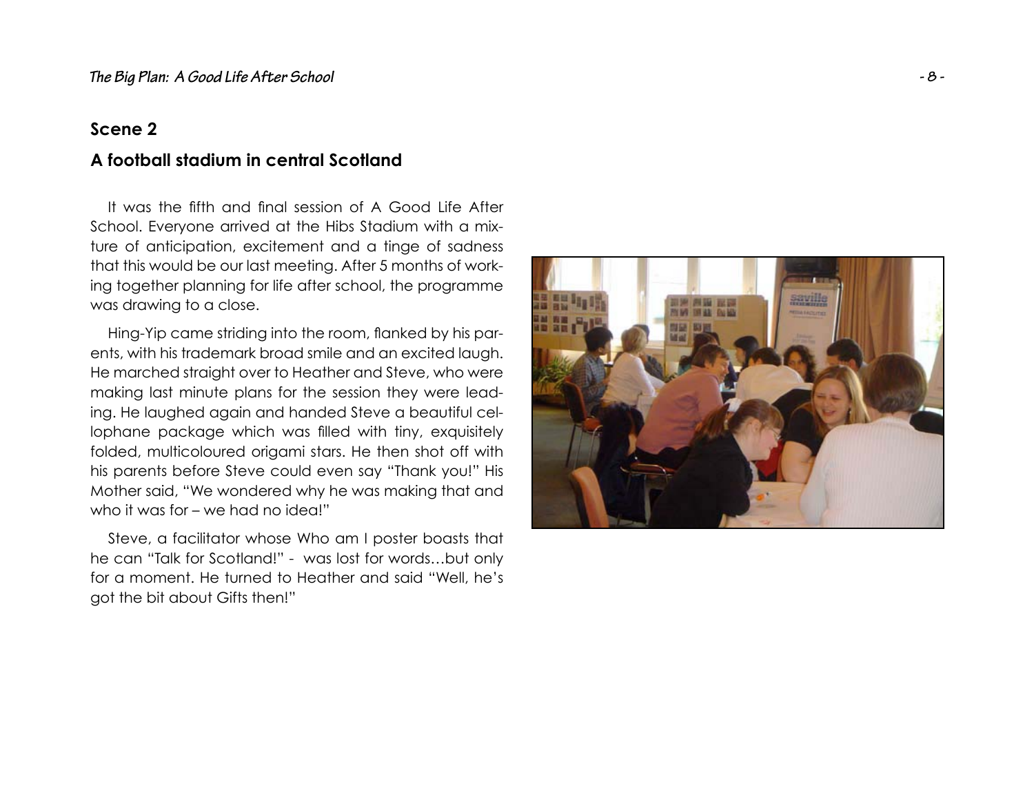## Scene 2

## A football stadium in central Scotland

It was the fifth and final session of A Good Life After School. Everyone arrived at the Hibs Stadium with a mixture of anticipation, excitement and a tinge of sadness that this would be our last meeting. After 5 months of working together planning for life after school, the programme was drawing to a close.

Hing-Yip came striding into the room, flanked by his parents, with his trademark broad smile and an excited laugh. He marched straight over to Heather and Steve, who were making last minute plans for the session they were leading. He laughed again and handed Steve a beautiful cellophane package which was filled with tiny, exquisitely folded, multicoloured origami stars. He then shot off with his parents before Steve could even say "Thank you!" His Mother said, "We wondered why he was making that and who it was for – we had no idea!"

Steve, a facilitator whose Who am I poster boasts that he can "Talk for Scotland!" - was lost for words…but only for a moment. He turned to Heather and said "Well, he's got the bit about Gifts then!"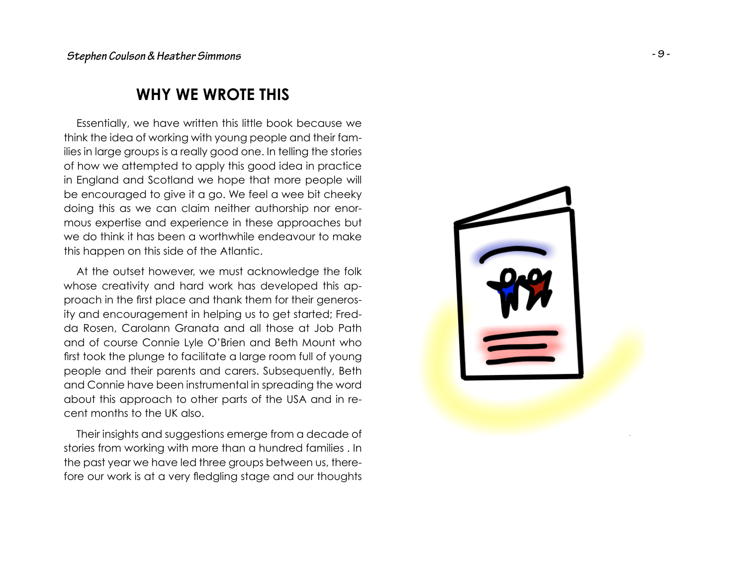## WHY WE WROTE THIS

Essentially, we have written this little book because we think the idea of working with young people and their families in large groups is a really good one. In telling the stories of how we attempted to apply this good idea in practice in England and Scotland we hope that more people will be encouraged to give it a go. We feel a wee bit cheeky doing this as we can claim neither authorship nor enormous expertise and experience in these approaches but we do think it has been a worthwhile endeavour to make this happen on this side of the Atlantic.

At the outset however, we must acknowledge the folk whose creativity and hard work has developed this approach in the first place and thank them for their generosity and encouragement in helping us to get started; Fredda Rosen, Carolann Granata and all those at Job Path and of course Connie Lyle O'Brien and Beth Mount who first took the plunge to facilitate a large room full of young people and their parents and carers. Subsequently, Beth and Connie have been instrumental in spreading the word about this approach to other parts of the USA and in recent months to the UK also.

Their insights and suggestions emerge from a decade of stories from working with more than a hundred families . In the past year we have led three groups between us, therefore our work is at a very fledgling stage and our thoughts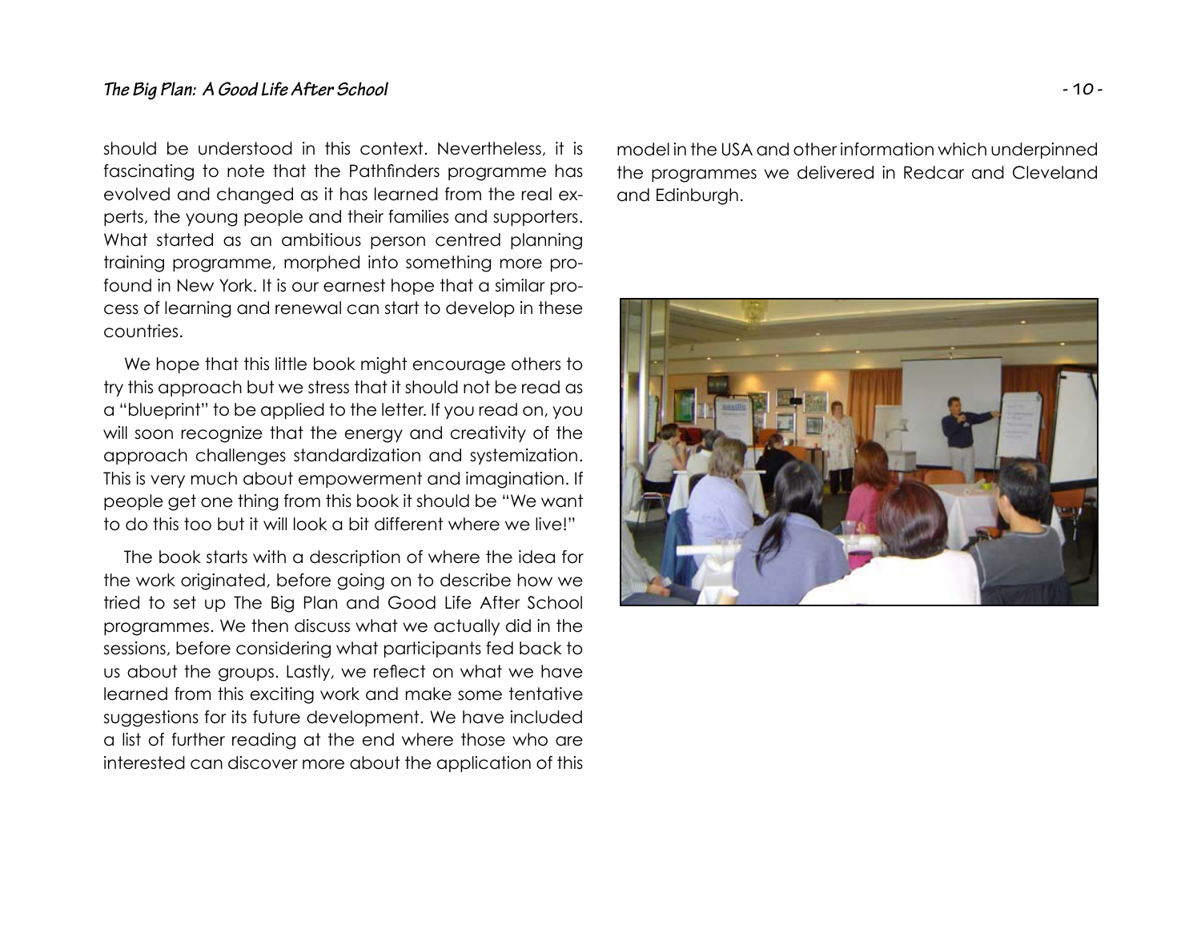should be understood in this context. Nevertheless, it is fascinating to note that the Pathfinders programme has evolved and changed as it has learned from the real experts, the young people and their families and supporters. What started as an ambitious person centred planning training programme, morphed into something more profound in New York. It is our earnest hope that a similar process of learning and renewal can start to develop in these countries.

We hope that this little book might encourage others to try this approach but we stress that it should not be read as a "blueprint" to be applied to the letter. If you read on, you will soon recognize that the energy and creativity of the approach challenges standardization and systemization. This is very much about empowerment and imagination. If people get one thing from this book it should be "We want to do this too but it will look a bit different where we live!"

The book starts with a description of where the idea for the work originated, before going on to describe how we tried to set up The Big Plan and Good Life After School programmes. We then discuss what we actually did in the sessions, before considering what participants fed back to us about the groups. Lastly, we reflect on what we have learned from this exciting work and make some tentative suggestions for its future development. We have included a list of further reading at the end where those who are interested can discover more about the application of this model in the USA and other information which underpinned the programmes we delivered in Redcar and Cleveland and Edinburgh.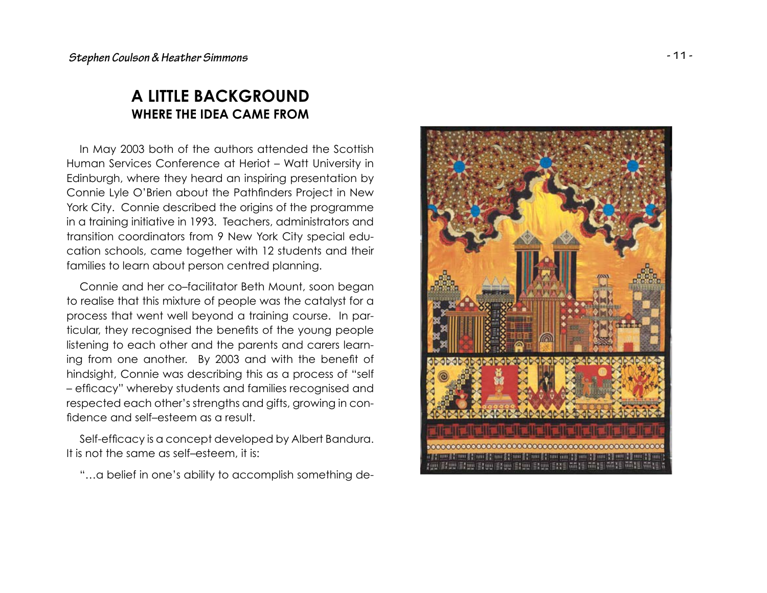## A LITTLE BACKGROUND
### WHERE THE IDEA CAME FROM

In May 2003 both of the authors attended the Scottish Human Services Conference at Heriot – Watt University in Edinburgh, where they heard an inspiring presentation by Connie Lyle O'Brien about the Pathfinders Project in New York City. Connie described the origins of the programme in a training initiative in 1993. Teachers, administrators and transition coordinators from 9 New York City special education schools, came together with 12 students and their families to learn about person centred planning.

Connie and her co–facilitator Beth Mount, soon began to realise that this mixture of people was the catalyst for a process that went well beyond a training course. In particular, they recognised the benefits of the young people listening to each other and the parents and carers learning from one another. By 2003 and with the benefit of hindsight, Connie was describing this as a process of "self – efficacy" whereby students and families recognised and respected each other's strengths and gifts, growing in confidence and self–esteem as a result.

Self-efficacy is a concept developed by Albert Bandura. It is not the same as self–esteem, it is:

"…a belief in one's ability to accomplish something de-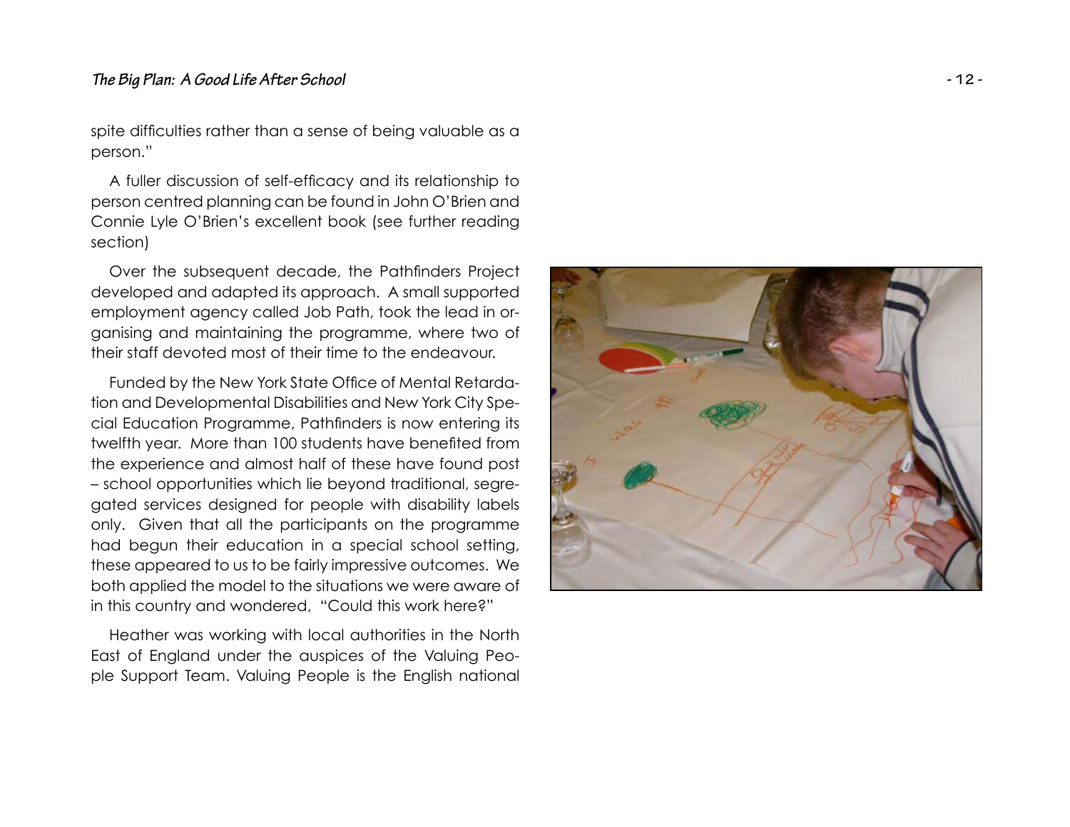spite difficulties rather than a sense of being valuable as a person."

A fuller discussion of self-efficacy and its relationship to person centred planning can be found in John O'Brien and Connie Lyle O'Brien's excellent book (see further reading section)

Over the subsequent decade, the Pathfinders Project developed and adapted its approach. A small supported employment agency called Job Path, took the lead in organising and maintaining the programme, where two of their staff devoted most of their time to the endeavour.

Funded by the New York State Office of Mental Retardation and Developmental Disabilities and New York City Special Education Programme, Pathfinders is now entering its twelfth year. More than 100 students have benefited from the experience and almost half of these have found post – school opportunities which lie beyond traditional, segregated services designed for people with disability labels only. Given that all the participants on the programme had begun their education in a special school setting, these appeared to us to be fairly impressive outcomes. We both applied the model to the situations we were aware of in this country and wondered, "Could this work here?"

Heather was working with local authorities in the North East of England under the auspices of the Valuing People Support Team. Valuing People is the English national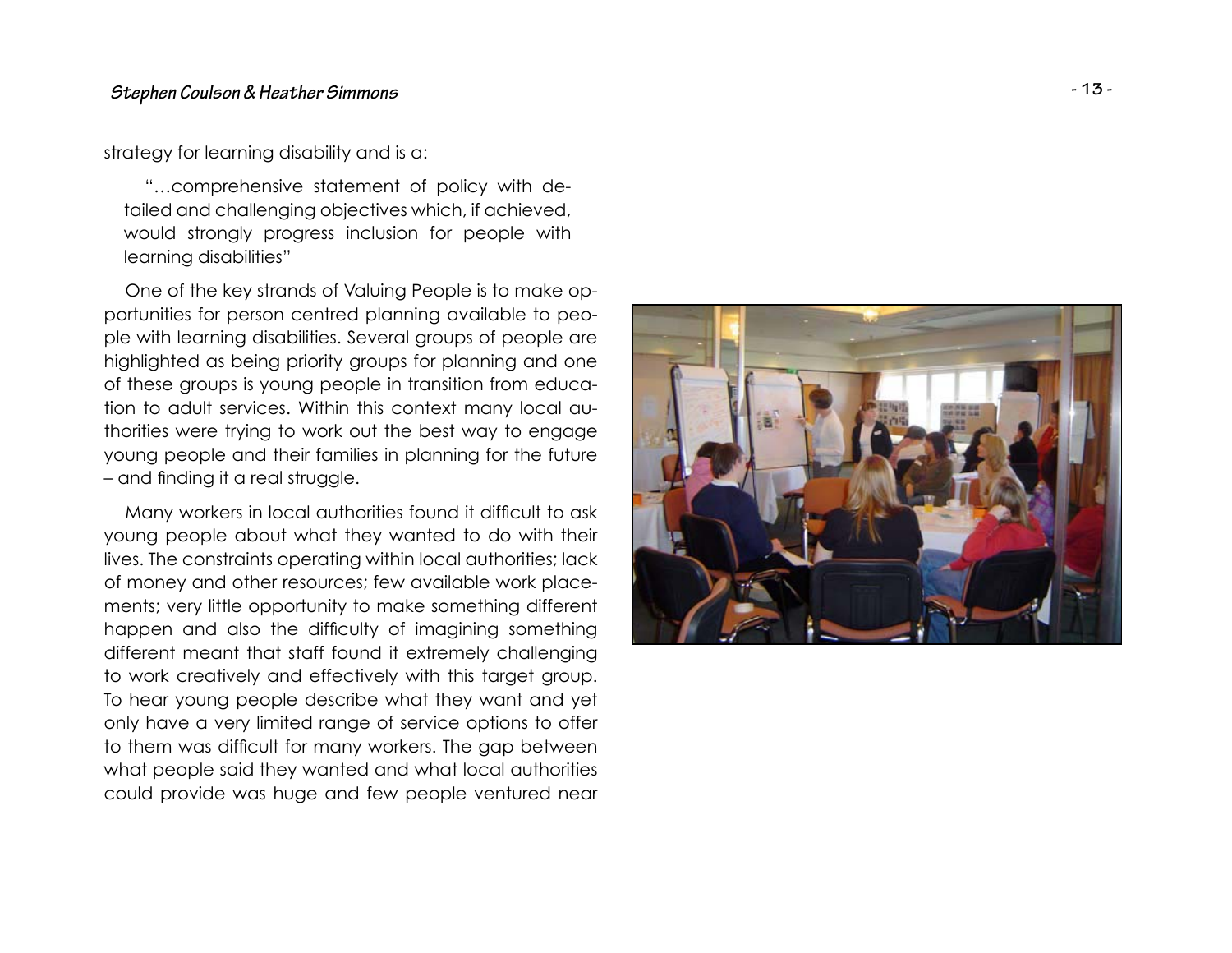strategy for learning disability and is a:

> "…comprehensive statement of policy with detailed and challenging objectives which, if achieved, would strongly progress inclusion for people with learning disabilities"

One of the key strands of Valuing People is to make opportunities for person centred planning available to people with learning disabilities. Several groups of people are highlighted as being priority groups for planning and one of these groups is young people in transition from education to adult services. Within this context many local authorities were trying to work out the best way to engage young people and their families in planning for the future – and finding it a real struggle.

Many workers in local authorities found it difficult to ask young people about what they wanted to do with their lives. The constraints operating within local authorities; lack of money and other resources; few available work placements; very little opportunity to make something different happen and also the difficulty of imagining something different meant that staff found it extremely challenging to work creatively and effectively with this target group. To hear young people describe what they want and yet only have a very limited range of service options to offer to them was difficult for many workers. The gap between what people said they wanted and what local authorities could provide was huge and few people ventured near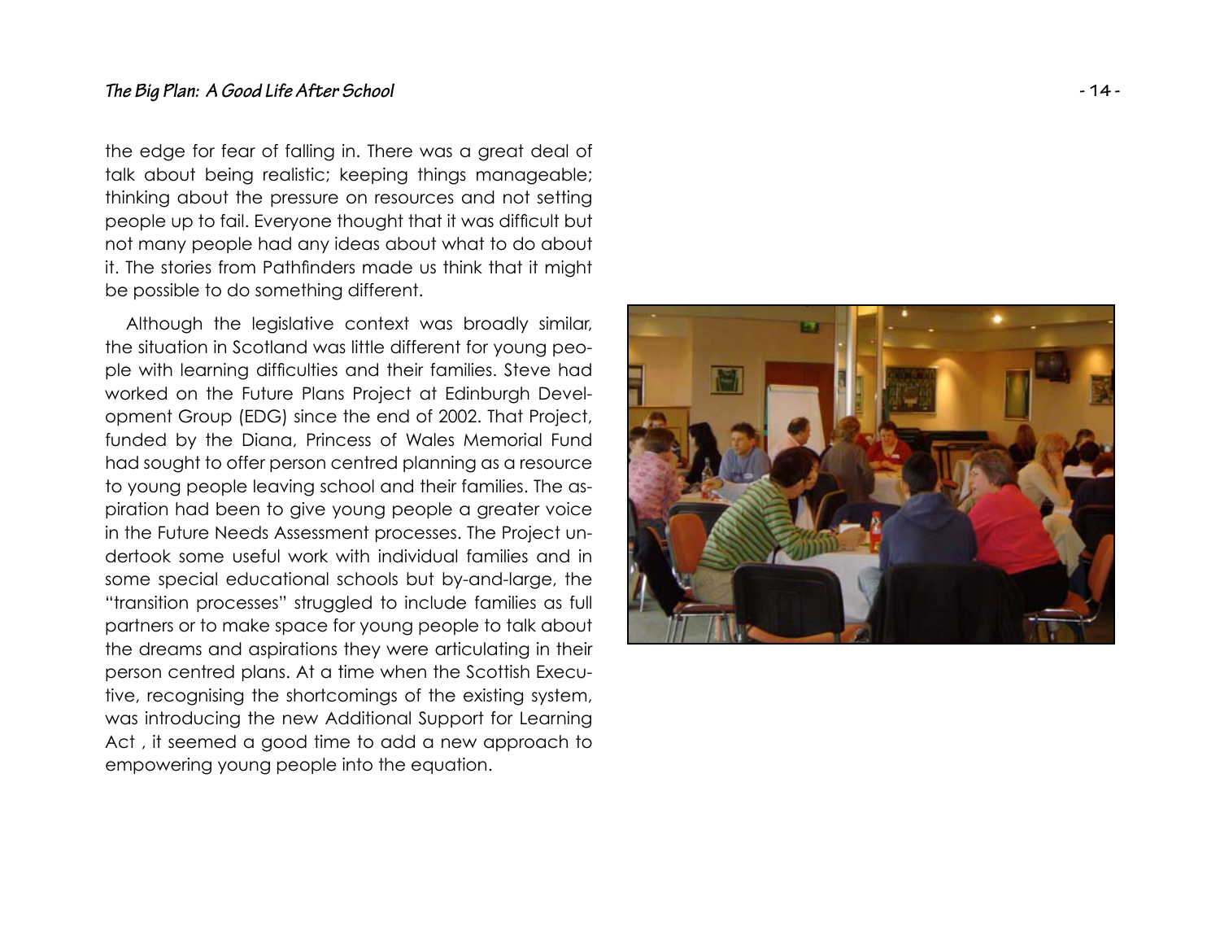the edge for fear of falling in. There was a great deal of talk about being realistic; keeping things manageable; thinking about the pressure on resources and not setting people up to fail. Everyone thought that it was difficult but not many people had any ideas about what to do about it. The stories from Pathfinders made us think that it might be possible to do something different.

Although the legislative context was broadly similar, the situation in Scotland was little different for young people with learning difficulties and their families. Steve had worked on the Future Plans Project at Edinburgh Development Group (EDG) since the end of 2002. That Project, funded by the Diana, Princess of Wales Memorial Fund had sought to offer person centred planning as a resource to young people leaving school and their families. The aspiration had been to give young people a greater voice in the Future Needs Assessment processes. The Project undertook some useful work with individual families and in some special educational schools but by-and-large, the "transition processes" struggled to include families as full partners or to make space for young people to talk about the dreams and aspirations they were articulating in their person centred plans. At a time when the Scottish Executive, recognising the shortcomings of the existing system, was introducing the new Additional Support for Learning Act , it seemed a good time to add a new approach to empowering young people into the equation.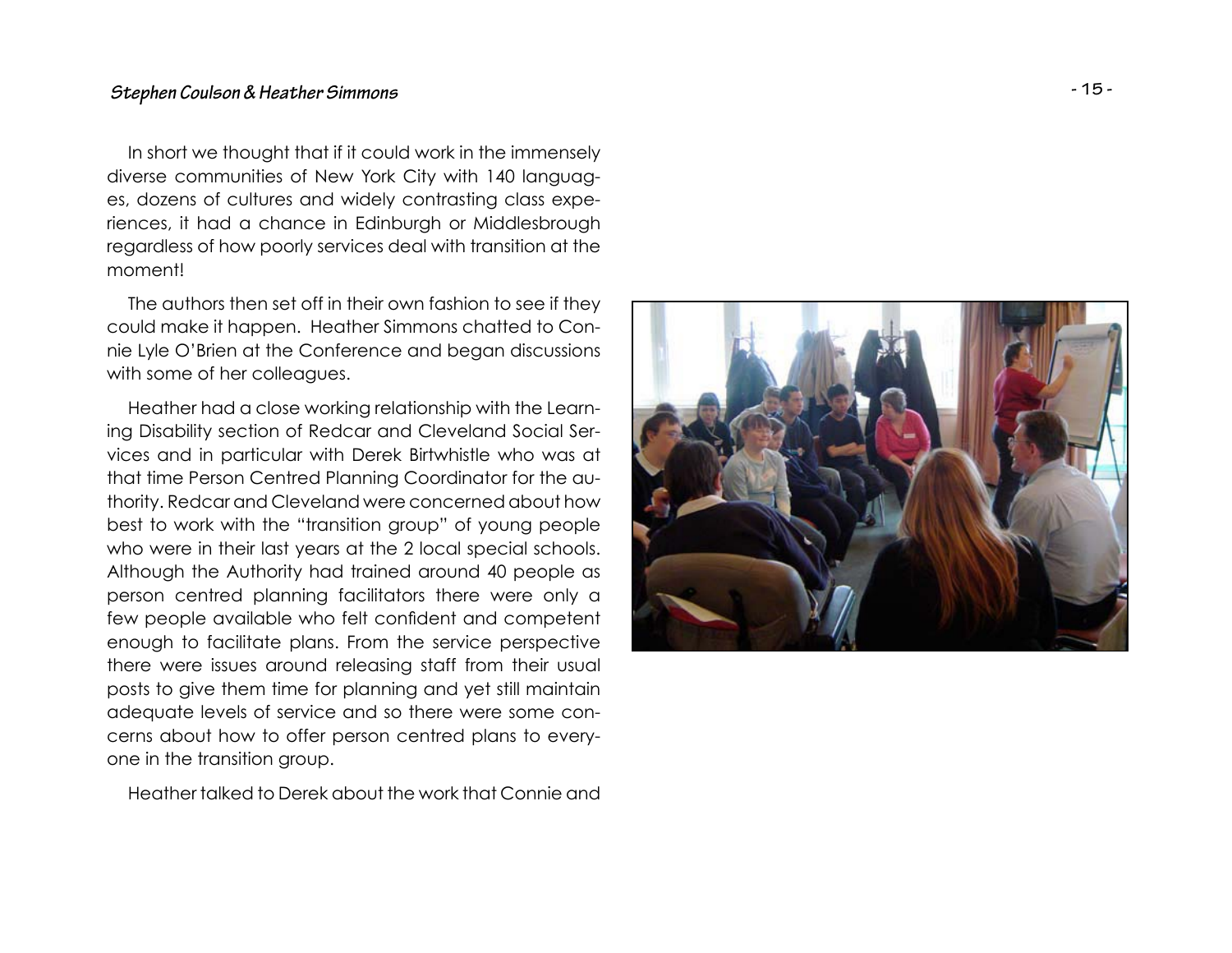In short we thought that if it could work in the immensely diverse communities of New York City with 140 languages, dozens of cultures and widely contrasting class experiences, it had a chance in Edinburgh or Middlesbrough regardless of how poorly services deal with transition at the moment!

The authors then set off in their own fashion to see if they could make it happen. Heather Simmons chatted to Connie Lyle O'Brien at the Conference and began discussions with some of her colleagues.

Heather had a close working relationship with the Learning Disability section of Redcar and Cleveland Social Services and in particular with Derek Birtwhistle who was at that time Person Centred Planning Coordinator for the authority. Redcar and Cleveland were concerned about how best to work with the "transition group" of young people who were in their last years at the 2 local special schools. Although the Authority had trained around 40 people as person centred planning facilitators there were only a few people available who felt confident and competent enough to facilitate plans. From the service perspective there were issues around releasing staff from their usual posts to give them time for planning and yet still maintain adequate levels of service and so there were some concerns about how to offer person centred plans to everyone in the transition group.

Heather talked to Derek about the work that Connie and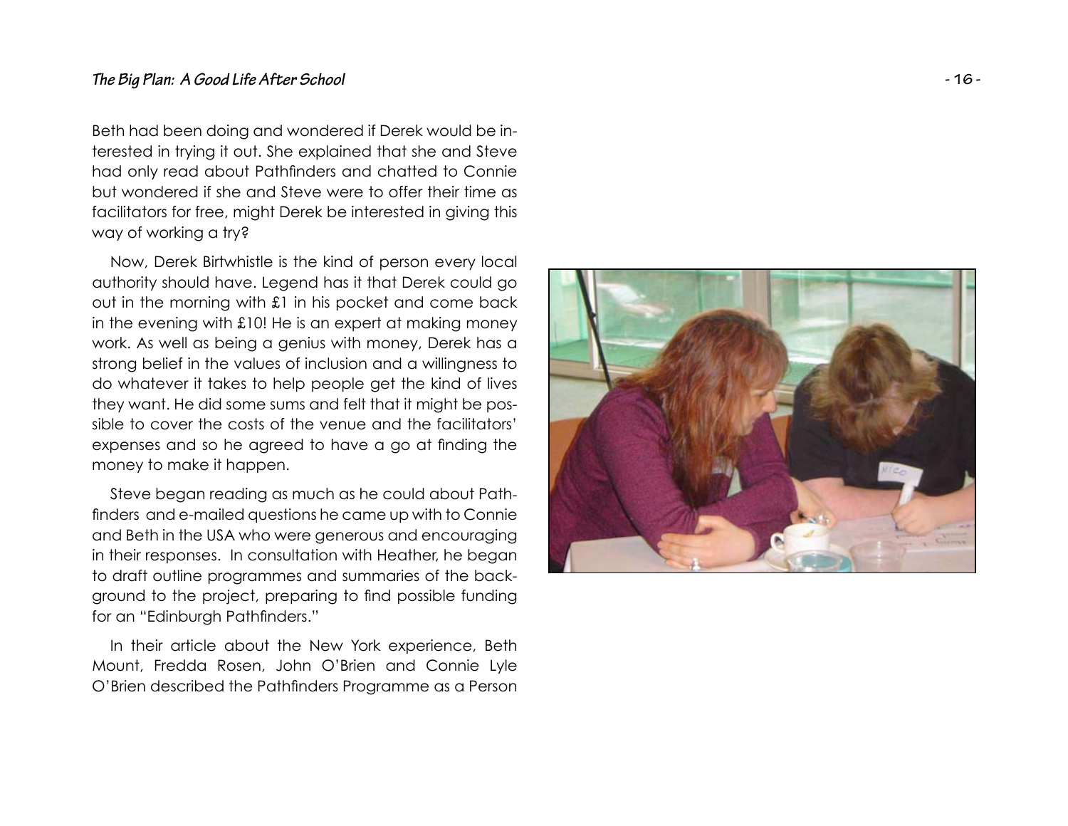Beth had been doing and wondered if Derek would be interested in trying it out. She explained that she and Steve had only read about Pathfinders and chatted to Connie but wondered if she and Steve were to offer their time as facilitators for free, might Derek be interested in giving this way of working a try?

Now, Derek Birtwhistle is the kind of person every local authority should have. Legend has it that Derek could go out in the morning with £1 in his pocket and come back in the evening with £10! He is an expert at making money work. As well as being a genius with money, Derek has a strong belief in the values of inclusion and a willingness to do whatever it takes to help people get the kind of lives they want. He did some sums and felt that it might be possible to cover the costs of the venue and the facilitators' expenses and so he agreed to have a go at finding the money to make it happen.

Steve began reading as much as he could about Pathfinders and e-mailed questions he came up with to Connie and Beth in the USA who were generous and encouraging in their responses. In consultation with Heather, he began to draft outline programmes and summaries of the background to the project, preparing to find possible funding for an "Edinburgh Pathfinders."

In their article about the New York experience, Beth Mount, Fredda Rosen, John O'Brien and Connie Lyle O'Brien described the Pathfinders Programme as a Person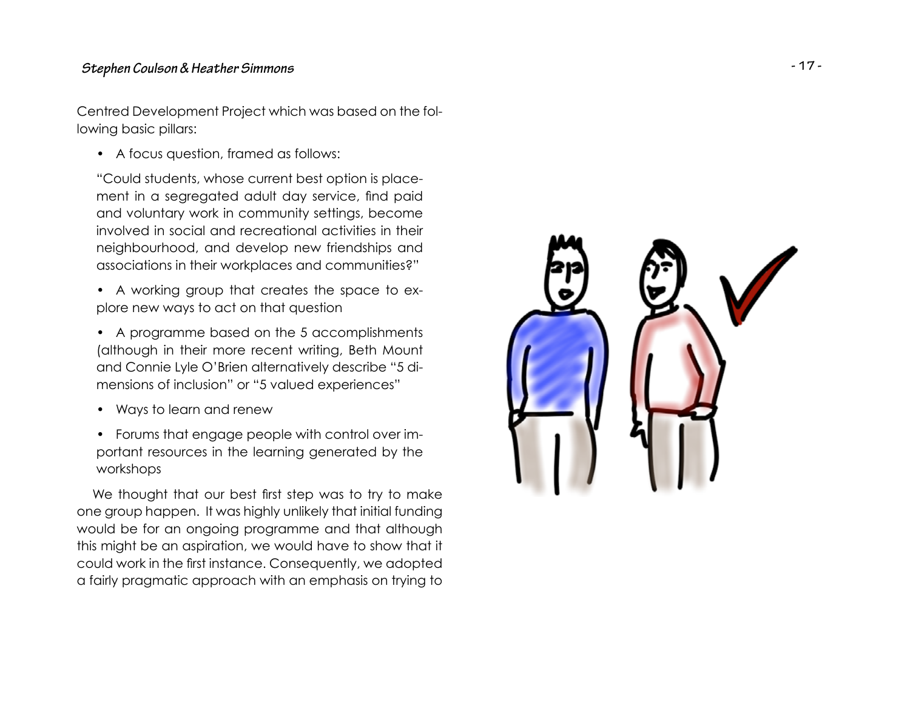Centred Development Project which was based on the following basic pillars:

- A focus question, framed as follows:

  "Could students, whose current best option is placement in a segregated adult day service, find paid and voluntary work in community settings, become involved in social and recreational activities in their neighbourhood, and develop new friendships and associations in their workplaces and communities?"

- A working group that creates the space to explore new ways to act on that question
- A programme based on the 5 accomplishments (although in their more recent writing, Beth Mount and Connie Lyle O'Brien alternatively describe "5 dimensions of inclusion" or "5 valued experiences"
- Ways to learn and renew
- Forums that engage people with control over important resources in the learning generated by the workshops

We thought that our best first step was to try to make one group happen. It was highly unlikely that initial funding would be for an ongoing programme and that although this might be an aspiration, we would have to show that it could work in the first instance. Consequently, we adopted a fairly pragmatic approach with an emphasis on trying to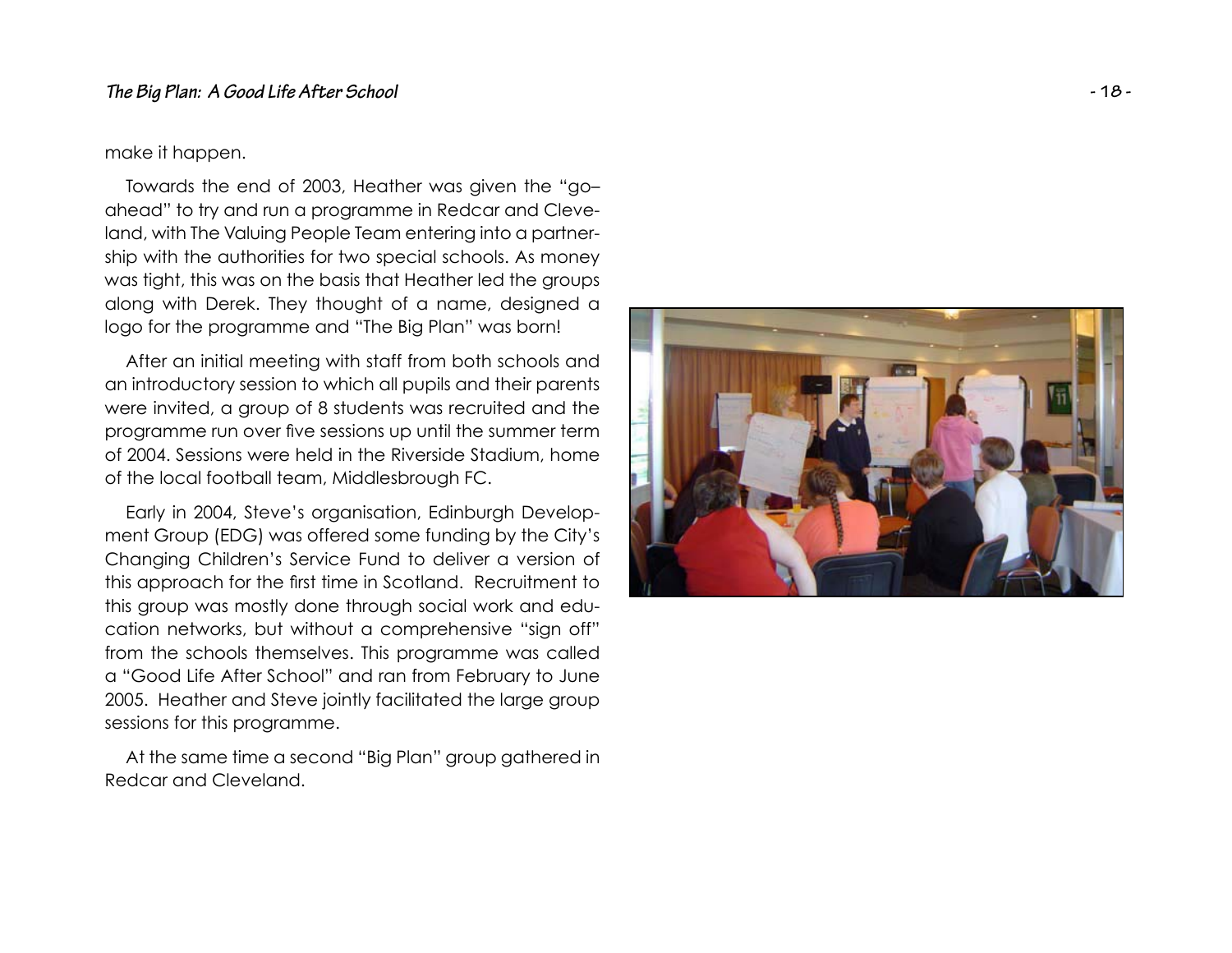make it happen.

Towards the end of 2003, Heather was given the "go–ahead" to try and run a programme in Redcar and Cleveland, with The Valuing People Team entering into a partnership with the authorities for two special schools. As money was tight, this was on the basis that Heather led the groups along with Derek. They thought of a name, designed a logo for the programme and "The Big Plan" was born!

After an initial meeting with staff from both schools and an introductory session to which all pupils and their parents were invited, a group of 8 students was recruited and the programme run over five sessions up until the summer term of 2004. Sessions were held in the Riverside Stadium, home of the local football team, Middlesbrough FC.

Early in 2004, Steve's organisation, Edinburgh Development Group (EDG) was offered some funding by the City's Changing Children's Service Fund to deliver a version of this approach for the first time in Scotland. Recruitment to this group was mostly done through social work and education networks, but without a comprehensive "sign off" from the schools themselves. This programme was called a "Good Life After School" and ran from February to June 2005. Heather and Steve jointly facilitated the large group sessions for this programme.

At the same time a second "Big Plan" group gathered in Redcar and Cleveland.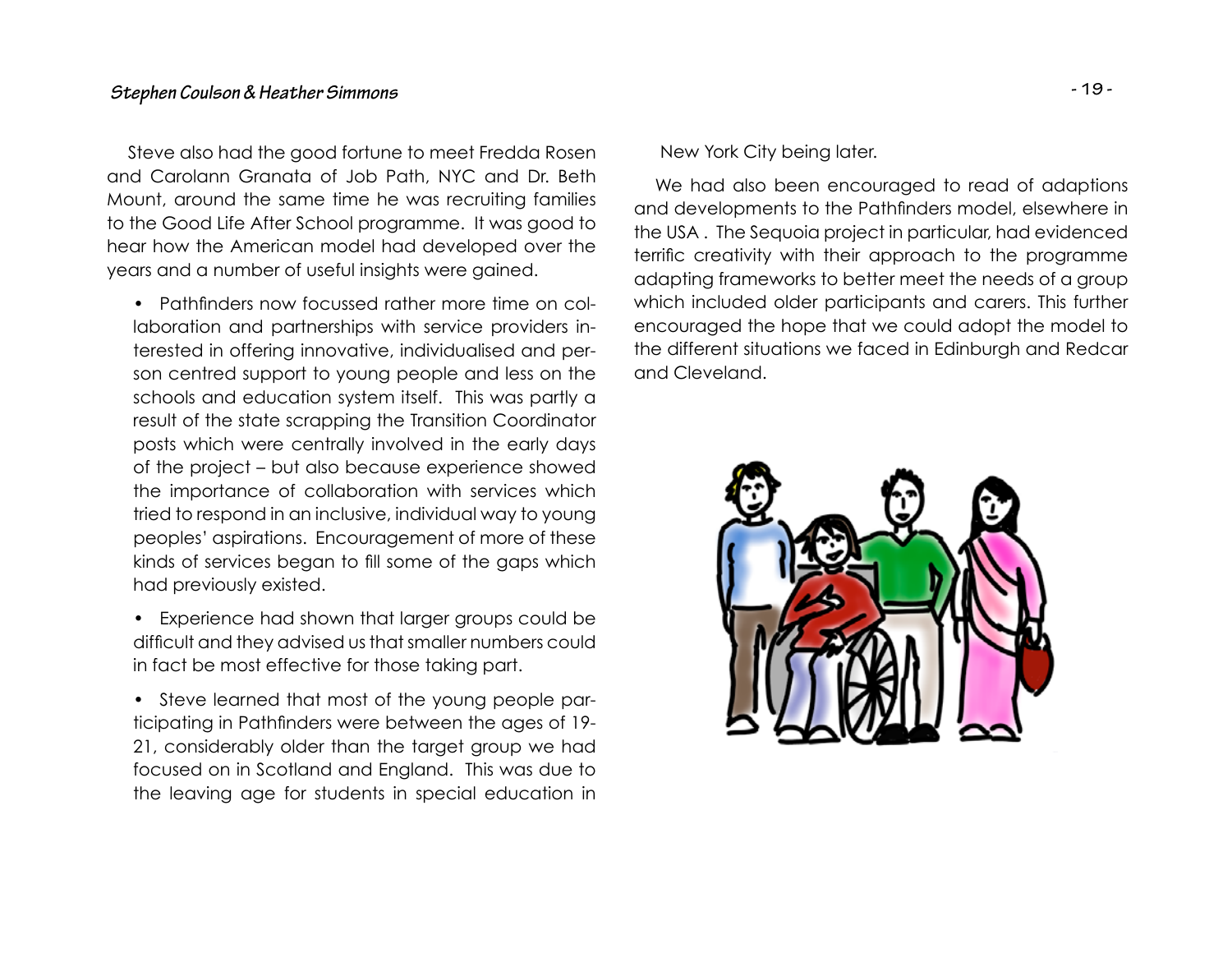Steve also had the good fortune to meet Fredda Rosen and Carolann Granata of Job Path, NYC and Dr. Beth Mount, around the same time he was recruiting families to the Good Life After School programme. It was good to hear how the American model had developed over the years and a number of useful insights were gained.

- Pathfinders now focussed rather more time on collaboration and partnerships with service providers interested in offering innovative, individualised and person centred support to young people and less on the schools and education system itself. This was partly a result of the state scrapping the Transition Coordinator posts which were centrally involved in the early days of the project – but also because experience showed the importance of collaboration with services which tried to respond in an inclusive, individual way to young peoples' aspirations. Encouragement of more of these kinds of services began to fill some of the gaps which had previously existed.

- Experience had shown that larger groups could be difficult and they advised us that smaller numbers could in fact be most effective for those taking part.

- Steve learned that most of the young people participating in Pathfinders were between the ages of 19-21, considerably older than the target group we had focused on in Scotland and England. This was due to the leaving age for students in special education in New York City being later.

We had also been encouraged to read of adaptions and developments to the Pathfinders model, elsewhere in the USA . The Sequoia project in particular, had evidenced terrific creativity with their approach to the programme adapting frameworks to better meet the needs of a group which included older participants and carers. This further encouraged the hope that we could adopt the model to the different situations we faced in Edinburgh and Redcar and Cleveland.